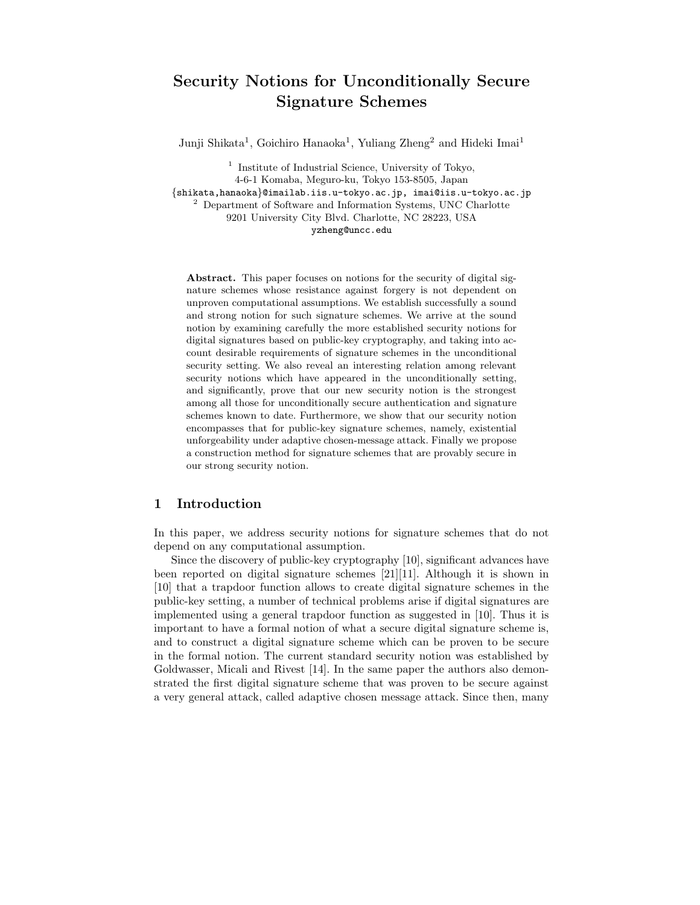# Security Notions for Unconditionally Secure Signature Schemes

Junji Shikata[1], Goichiro Hanaoka[1], Yuliang Zheng[2] and Hideki Imai[1]

[1] Institute of Industrial Science, University of Tokyo,
4-6-1 Komaba, Meguro-ku, Tokyo 153-8505, Japan
{shikata,hanaoka}@imailab.iis.u-tokyo.ac.jp, imai@iis.u-tokyo.ac.jp

[2] Department of Software and Information Systems, UNC Charlotte
9201 University City Blvd. Charlotte, NC 28223, USA
yzheng@uncc.edu

**Abstract.** This paper focuses on notions for the security of digital signature schemes whose resistance against forgery is not dependent on unproven computational assumptions. We establish successfully a sound and strong notion for such signature schemes. We arrive at the sound notion by examining carefully the more established security notions for digital signatures based on public-key cryptography, and taking into account desirable requirements of signature schemes in the unconditional security setting. We also reveal an interesting relation among relevant security notions which have appeared in the unconditional setting, and significantly, prove that our new security notion is the strongest among all those for unconditionally secure authentication and signature schemes known to date. Furthermore, we show that our security notion encompasses that for public-key signature schemes, namely, existential unforgeability under adaptive chosen-message attack. Finally we propose a construction method for signature schemes that are provably secure in our strong security notion.

## 1 Introduction

In this paper, we address security notions for signature schemes that do not depend on any computational assumption.

Since the discovery of public-key cryptography [10], significant advances have been reported on digital signature schemes [21][11]. Although it is shown in [10] that a trapdoor function allows to create digital signature schemes in the public-key setting, a number of technical problems arise if digital signatures are implemented using a general trapdoor function as suggested in [10]. Thus it is important to have a formal notion of what a secure digital signature scheme is, and to construct a digital signature scheme which can be proven to be secure in the formal notion. The current standard security notion was established by Goldwasser, Micali and Rivest [14]. In the same paper the authors also demonstrated the first digital signature scheme that was proven to be secure against a very general attack, called adaptive chosen message attack. Since then, many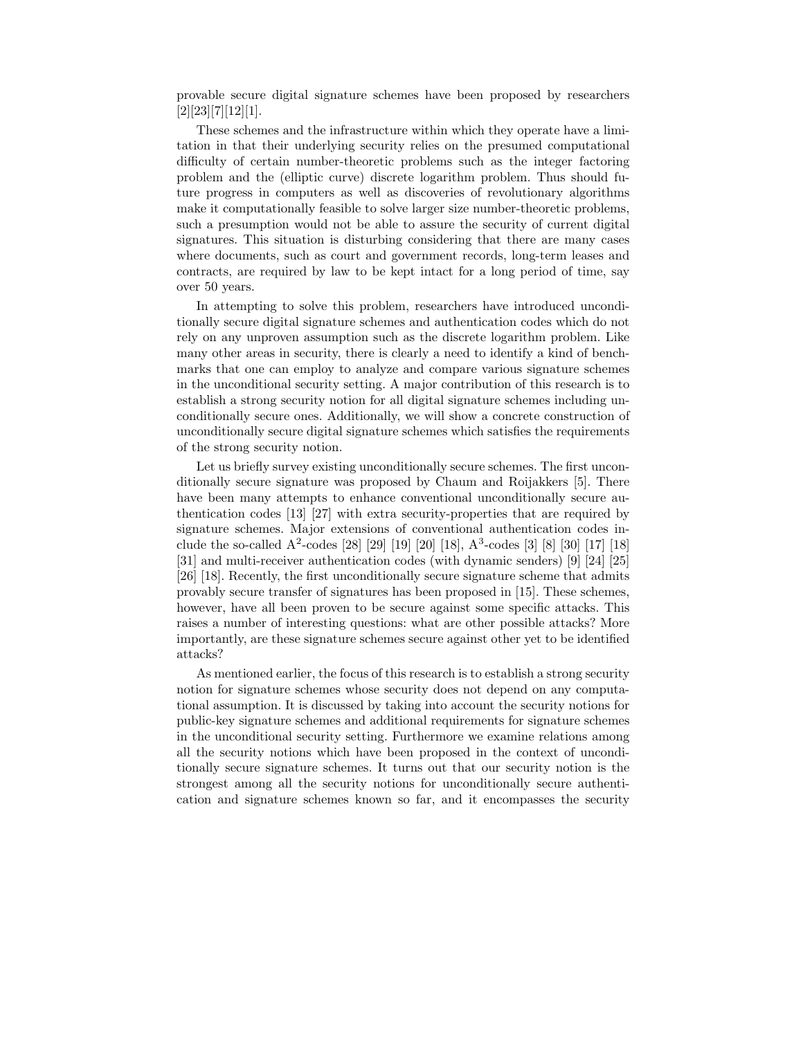provable secure digital signature schemes have been proposed by researchers [2][23][7][12][1].

These schemes and the infrastructure within which they operate have a limitation in that their underlying security relies on the presumed computational difficulty of certain number-theoretic problems such as the integer factoring problem and the (elliptic curve) discrete logarithm problem. Thus should future progress in computers as well as discoveries of revolutionary algorithms make it computationally feasible to solve larger size number-theoretic problems, such a presumption would not be able to assure the security of current digital signatures. This situation is disturbing considering that there are many cases where documents, such as court and government records, long-term leases and contracts, are required by law to be kept intact for a long period of time, say over 50 years.

In attempting to solve this problem, researchers have introduced unconditionally secure digital signature schemes and authentication codes which do not rely on any unproven assumption such as the discrete logarithm problem. Like many other areas in security, there is clearly a need to identify a kind of benchmarks that one can employ to analyze and compare various signature schemes in the unconditional security setting. A major contribution of this research is to establish a strong security notion for all digital signature schemes including unconditionally secure ones. Additionally, we will show a concrete construction of unconditionally secure digital signature schemes which satisfies the requirements of the strong security notion.

Let us briefly survey existing unconditionally secure schemes. The first unconditionally secure signature was proposed by Chaum and Roijakkers [5]. There have been many attempts to enhance conventional unconditionally secure authentication codes [13] [27] with extra security-properties that are required by signature schemes. Major extensions of conventional authentication codes include the so-called $A^2$-codes [28] [29] [19] [20] [18], $A^3$-codes [3] [8] [30] [17] [18] [31] and multi-receiver authentication codes (with dynamic senders) [9] [24] [25] [26] [18]. Recently, the first unconditionally secure signature scheme that admits provably secure transfer of signatures has been proposed in [15]. These schemes, however, have all been proven to be secure against some specific attacks. This raises a number of interesting questions: what are other possible attacks? More importantly, are these signature schemes secure against other yet to be identified attacks?

As mentioned earlier, the focus of this research is to establish a strong security notion for signature schemes whose security does not depend on any computational assumption. It is discussed by taking into account the security notions for public-key signature schemes and additional requirements for signature schemes in the unconditional security setting. Furthermore we examine relations among all the security notions which have been proposed in the context of unconditionally secure signature schemes. It turns out that our security notion is the strongest among all the security notions for unconditionally secure authentication and signature schemes known so far, and it encompasses the security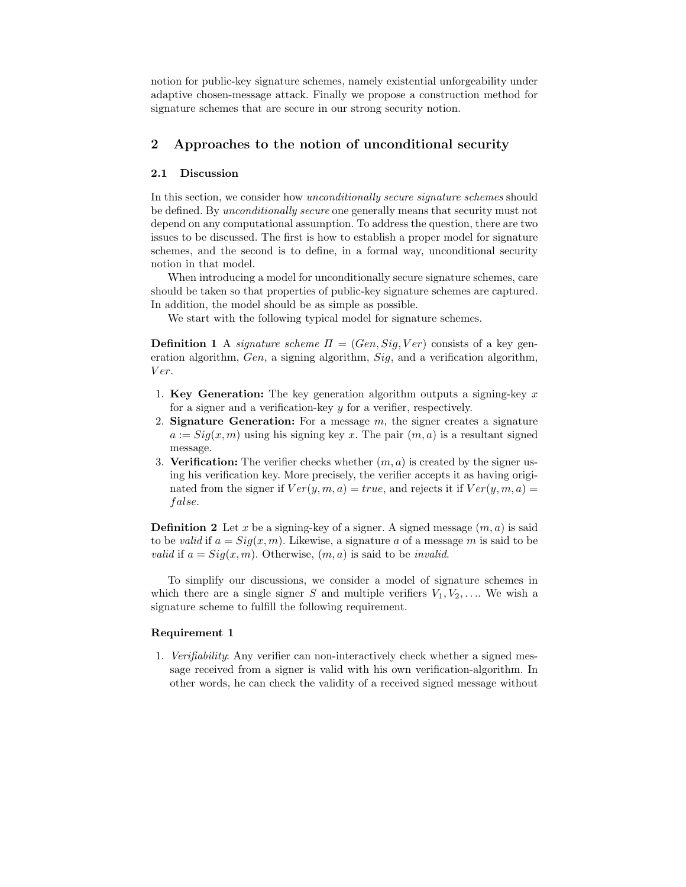notion for public-key signature schemes, namely existential unforgeability under adaptive chosen-message attack. Finally we propose a construction method for signature schemes that are secure in our strong security notion.

## 2 Approaches to the notion of unconditional security

### 2.1 Discussion

In this section, we consider how *unconditionally secure signature schemes* should be defined. By *unconditionally secure* one generally means that security must not depend on any computational assumption. To address the question, there are two issues to be discussed. The first is how to establish a proper model for signature schemes, and the second is to define, in a formal way, unconditional security notion in that model.

When introducing a model for unconditionally secure signature schemes, care should be taken so that properties of public-key signature schemes are captured. In addition, the model should be as simple as possible.

We start with the following typical model for signature schemes.

**Definition 1** A *signature scheme* $\Pi = (Gen, Sig, Ver)$ consists of a key generation algorithm, $Gen$, a signing algorithm, $Sig$, and a verification algorithm, $Ver$.

1. **Key Generation:** The key generation algorithm outputs a signing-key $x$ for a signer and a verification-key $y$ for a verifier, respectively.
2. **Signature Generation:** For a message $m$, the signer creates a signature $a := Sig(x, m)$ using his signing key $x$. The pair $(m, a)$ is a resultant signed message.
3. **Verification:** The verifier checks whether $(m, a)$ is created by the signer using his verification key. More precisely, the verifier accepts it as having originated from the signer if $Ver(y, m, a) = true$, and rejects it if $Ver(y, m, a) = false$.

**Definition 2** Let $x$ be a signing-key of a signer. A signed message $(m, a)$ is said to be *valid* if $a = Sig(x, m)$. Likewise, a signature $a$ of a message $m$ is said to be *valid* if $a = Sig(x, m)$. Otherwise, $(m, a)$ is said to be *invalid*.

To simplify our discussions, we consider a model of signature schemes in which there are a single signer $S$ and multiple verifiers $V_1, V_2, \ldots$. We wish a signature scheme to fulfill the following requirement.

**Requirement 1**

1. *Verifiability*: Any verifier can non-interactively check whether a signed message received from a signer is valid with his own verification-algorithm. In other words, he can check the validity of a received signed message without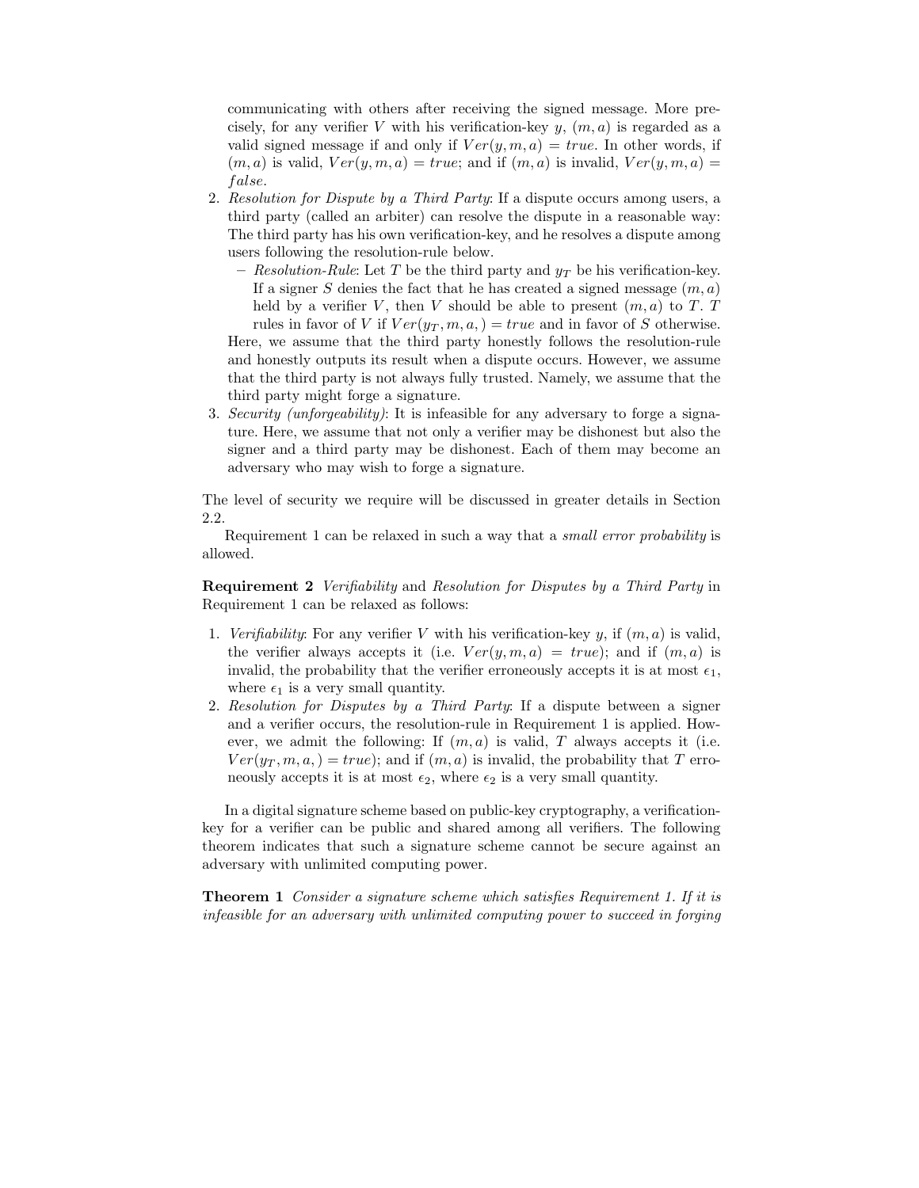communicating with others after receiving the signed message. More precisely, for any verifier $V$ with his verification-key $y$, $(m, a)$ is regarded as a valid signed message if and only if $Ver(y, m, a) = true$. In other words, if $(m, a)$ is valid, $Ver(y, m, a) = true$; and if $(m, a)$ is invalid, $Ver(y, m, a) = false$.

2. *Resolution for Dispute by a Third Party*: If a dispute occurs among users, a third party (called an arbiter) can resolve the dispute in a reasonable way: The third party has his own verification-key, and he resolves a dispute among users following the resolution-rule below.
   - *Resolution-Rule*: Let $T$ be the third party and $y_T$ be his verification-key. If a signer $S$ denies the fact that he has created a signed message $(m, a)$ held by a verifier $V$, then $V$ should be able to present $(m, a)$ to $T$. $T$ rules in favor of $V$ if $Ver(y_T, m, a,) = true$ and in favor of $S$ otherwise.

   Here, we assume that the third party honestly follows the resolution-rule and honestly outputs its result when a dispute occurs. However, we assume that the third party is not always fully trusted. Namely, we assume that the third party might forge a signature.
3. *Security (unforgeability)*: It is infeasible for any adversary to forge a signature. Here, we assume that not only a verifier may be dishonest but also the signer and a third party may be dishonest. Each of them may become an adversary who may wish to forge a signature.

The level of security we require will be discussed in greater details in Section 2.2.

Requirement 1 can be relaxed in such a way that a *small error probability* is allowed.

**Requirement 2** *Verifiability* and *Resolution for Disputes by a Third Party* in Requirement 1 can be relaxed as follows:

1. *Verifiability*: For any verifier $V$ with his verification-key $y$, if $(m, a)$ is valid, the verifier always accepts it (i.e. $Ver(y, m, a) = true$); and if $(m, a)$ is invalid, the probability that the verifier erroneously accepts it is at most $\epsilon_1$, where $\epsilon_1$ is a very small quantity.
2. *Resolution for Disputes by a Third Party*: If a dispute between a signer and a verifier occurs, the resolution-rule in Requirement 1 is applied. However, we admit the following: If $(m, a)$ is valid, $T$ always accepts it (i.e. $Ver(y_T, m, a,) = true$); and if $(m, a)$ is invalid, the probability that $T$ erroneously accepts it is at most $\epsilon_2$, where $\epsilon_2$ is a very small quantity.

In a digital signature scheme based on public-key cryptography, a verification-key for a verifier can be public and shared among all verifiers. The following theorem indicates that such a signature scheme cannot be secure against an adversary with unlimited computing power.

**Theorem 1** *Consider a signature scheme which satisfies Requirement 1. If it is infeasible for an adversary with unlimited computing power to succeed in forging*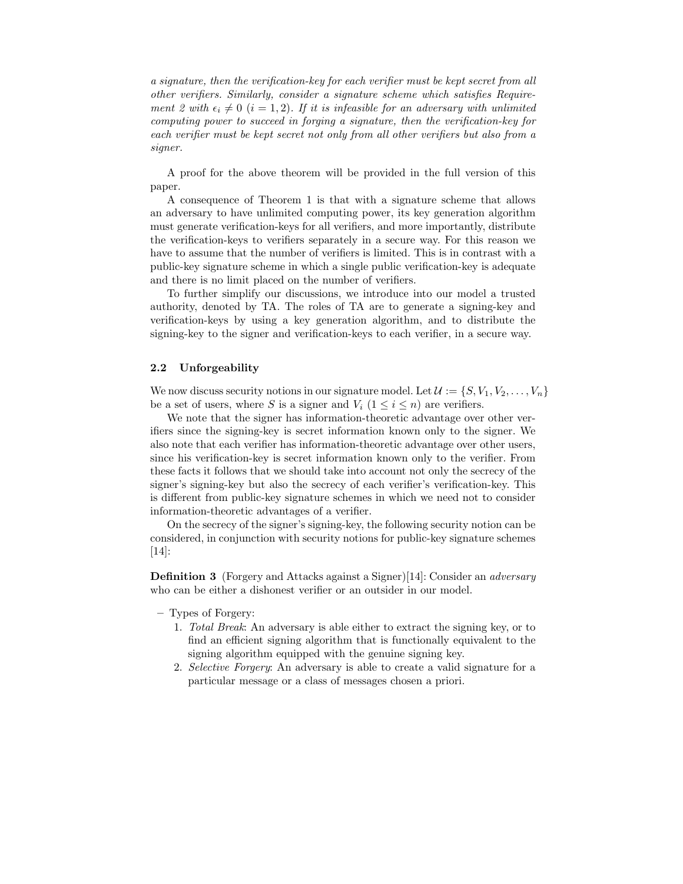*a signature, then the verification-key for each verifier must be kept secret from all other verifiers. Similarly, consider a signature scheme which satisfies Requirement 2 with $\epsilon_i \neq 0$ $(i = 1, 2)$. If it is infeasible for an adversary with unlimited computing power to succeed in forging a signature, then the verification-key for each verifier must be kept secret not only from all other verifiers but also from a signer.*

A proof for the above theorem will be provided in the full version of this paper.

A consequence of Theorem 1 is that with a signature scheme that allows an adversary to have unlimited computing power, its key generation algorithm must generate verification-keys for all verifiers, and more importantly, distribute the verification-keys to verifiers separately in a secure way. For this reason we have to assume that the number of verifiers is limited. This is in contrast with a public-key signature scheme in which a single public verification-key is adequate and there is no limit placed on the number of verifiers.

To further simplify our discussions, we introduce into our model a trusted authority, denoted by TA. The roles of TA are to generate a signing-key and verification-keys by using a key generation algorithm, and to distribute the signing-key to the signer and verification-keys to each verifier, in a secure way.

### 2.2 Unforgeability

We now discuss security notions in our signature model. Let $\mathcal{U} := \{S, V_1, V_2, \ldots, V_n\}$ be a set of users, where $S$ is a signer and $V_i$ $(1 \leq i \leq n)$ are verifiers.

We note that the signer has information-theoretic advantage over other verifiers since the signing-key is secret information known only to the signer. We also note that each verifier has information-theoretic advantage over other users, since his verification-key is secret information known only to the verifier. From these facts it follows that we should take into account not only the secrecy of the signer's signing-key but also the secrecy of each verifier's verification-key. This is different from public-key signature schemes in which we need not to consider information-theoretic advantages of a verifier.

On the secrecy of the signer's signing-key, the following security notion can be considered, in conjunction with security notions for public-key signature schemes [14]:

**Definition 3** (Forgery and Attacks against a Signer)[14]: Consider an *adversary* who can be either a dishonest verifier or an outsider in our model.

- Types of Forgery:
  1. *Total Break*: An adversary is able either to extract the signing key, or to find an efficient signing algorithm that is functionally equivalent to the signing algorithm equipped with the genuine signing key.
  2. *Selective Forgery*: An adversary is able to create a valid signature for a particular message or a class of messages chosen a priori.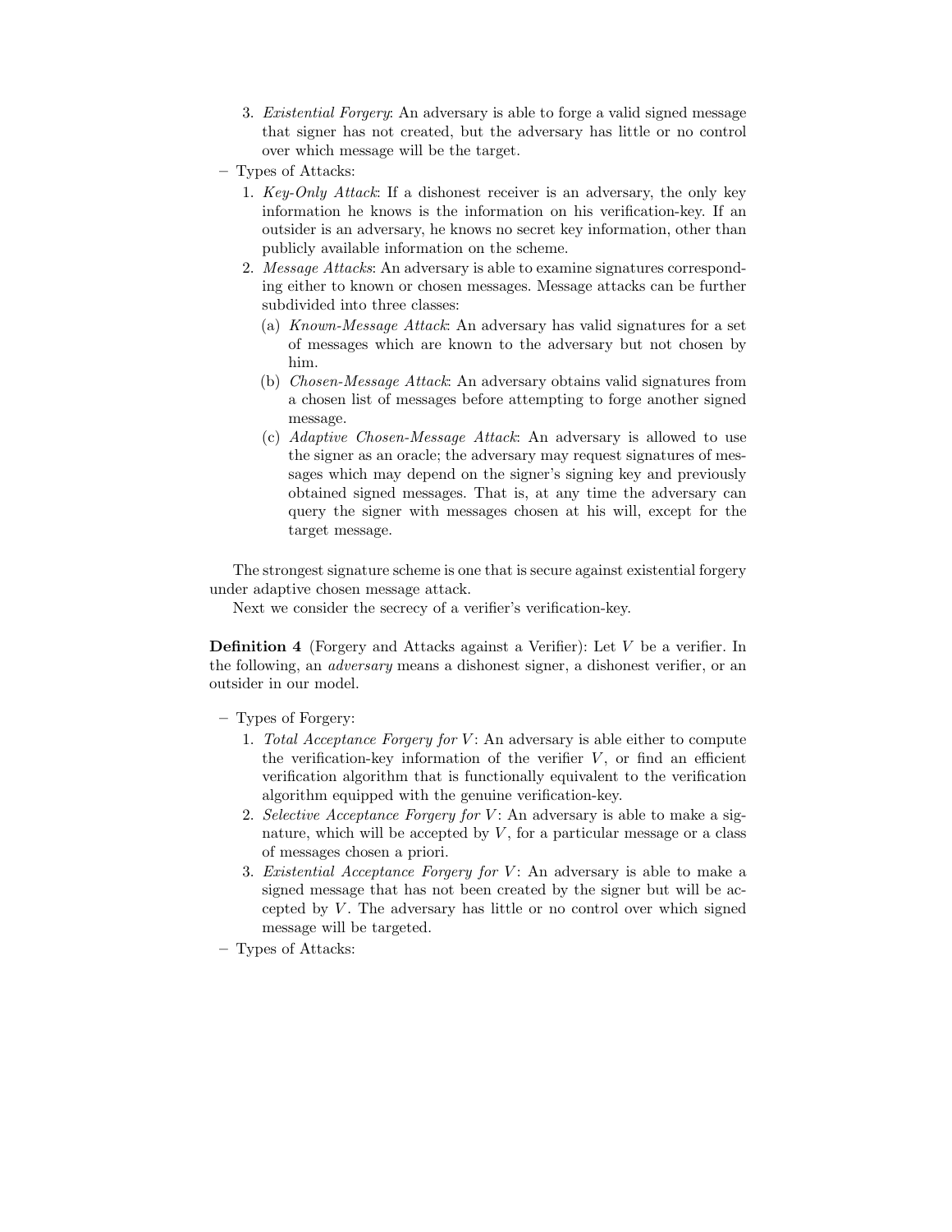3. *Existential Forgery*: An adversary is able to forge a valid signed message that signer has not created, but the adversary has little or no control over which message will be the target.

– Types of Attacks:

1. *Key-Only Attack*: If a dishonest receiver is an adversary, the only key information he knows is the information on his verification-key. If an outsider is an adversary, he knows no secret key information, other than publicly available information on the scheme.
2. *Message Attacks*: An adversary is able to examine signatures corresponding either to known or chosen messages. Message attacks can be further subdivided into three classes:
   (a) *Known-Message Attack*: An adversary has valid signatures for a set of messages which are known to the adversary but not chosen by him.
   (b) *Chosen-Message Attack*: An adversary obtains valid signatures from a chosen list of messages before attempting to forge another signed message.
   (c) *Adaptive Chosen-Message Attack*: An adversary is allowed to use the signer as an oracle; the adversary may request signatures of messages which may depend on the signer's signing key and previously obtained signed messages. That is, at any time the adversary can query the signer with messages chosen at his will, except for the target message.

The strongest signature scheme is one that is secure against existential forgery under adaptive chosen message attack.

Next we consider the secrecy of a verifier's verification-key.

**Definition 4** (Forgery and Attacks against a Verifier): Let $V$ be a verifier. In the following, an *adversary* means a dishonest signer, a dishonest verifier, or an outsider in our model.

– Types of Forgery:

1. *Total Acceptance Forgery for $V$*: An adversary is able either to compute the verification-key information of the verifier $V$, or find an efficient verification algorithm that is functionally equivalent to the verification algorithm equipped with the genuine verification-key.
2. *Selective Acceptance Forgery for $V$*: An adversary is able to make a signature, which will be accepted by $V$, for a particular message or a class of messages chosen a priori.
3. *Existential Acceptance Forgery for $V$*: An adversary is able to make a signed message that has not been created by the signer but will be accepted by $V$. The adversary has little or no control over which signed message will be targeted.

– Types of Attacks: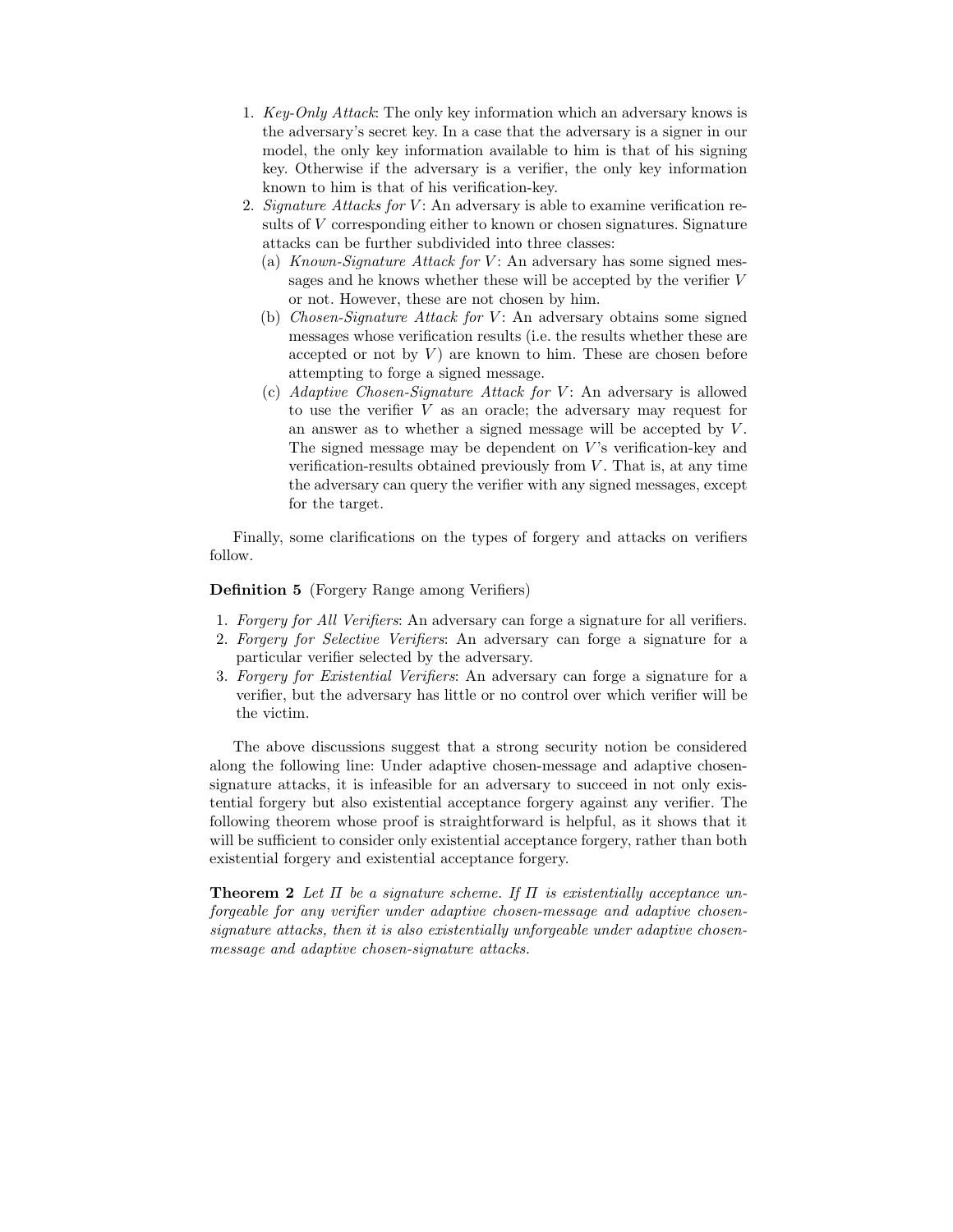1. *Key-Only Attack*: The only key information which an adversary knows is the adversary's secret key. In a case that the adversary is a signer in our model, the only key information available to him is that of his signing key. Otherwise if the adversary is a verifier, the only key information known to him is that of his verification-key.
2. *Signature Attacks for $V$*: An adversary is able to examine verification results of $V$ corresponding either to known or chosen signatures. Signature attacks can be further subdivided into three classes:
   (a) *Known-Signature Attack for $V$*: An adversary has some signed messages and he knows whether these will be accepted by the verifier $V$ or not. However, these are not chosen by him.
   (b) *Chosen-Signature Attack for $V$*: An adversary obtains some signed messages whose verification results (i.e. the results whether these are accepted or not by $V$) are known to him. These are chosen before attempting to forge a signed message.
   (c) *Adaptive Chosen-Signature Attack for $V$*: An adversary is allowed to use the verifier $V$ as an oracle; the adversary may request for an answer as to whether a signed message will be accepted by $V$. The signed message may be dependent on $V$'s verification-key and verification-results obtained previously from $V$. That is, at any time the adversary can query the verifier with any signed messages, except for the target.

Finally, some clarifications on the types of forgery and attacks on verifiers follow.

**Definition 5** (Forgery Range among Verifiers)

1. *Forgery for All Verifiers*: An adversary can forge a signature for all verifiers.
2. *Forgery for Selective Verifiers*: An adversary can forge a signature for a particular verifier selected by the adversary.
3. *Forgery for Existential Verifiers*: An adversary can forge a signature for a verifier, but the adversary has little or no control over which verifier will be the victim.

The above discussions suggest that a strong security notion be considered along the following line: Under adaptive chosen-message and adaptive chosen-signature attacks, it is infeasible for an adversary to succeed in not only existential forgery but also existential acceptance forgery against any verifier. The following theorem whose proof is straightforward is helpful, as it shows that it will be sufficient to consider only existential acceptance forgery, rather than both existential forgery and existential acceptance forgery.

**Theorem 2** *Let $\Pi$ be a signature scheme. If $\Pi$ is existentially acceptance unforgeable for any verifier under adaptive chosen-message and adaptive chosen-signature attacks, then it is also existentially unforgeable under adaptive chosen-message and adaptive chosen-signature attacks.*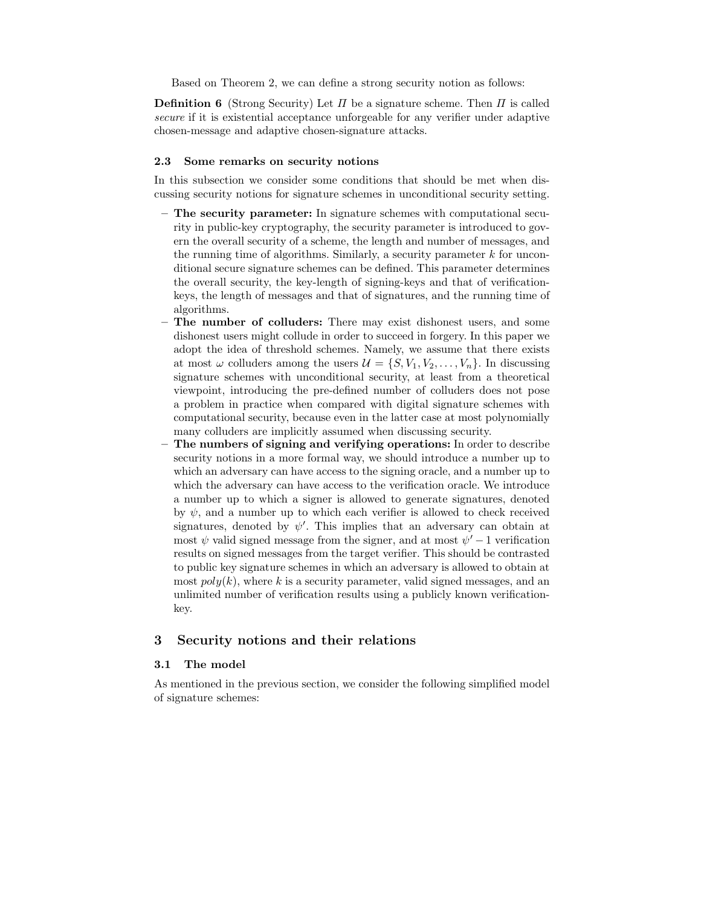Based on Theorem 2, we can define a strong security notion as follows:

**Definition 6** (Strong Security) Let $\Pi$ be a signature scheme. Then $\Pi$ is called *secure* if it is existential acceptance unforgeable for any verifier under adaptive chosen-message and adaptive chosen-signature attacks.

### 2.3 Some remarks on security notions

In this subsection we consider some conditions that should be met when discussing security notions for signature schemes in unconditional security setting.

- **The security parameter:** In signature schemes with computational security in public-key cryptography, the security parameter is introduced to govern the overall security of a scheme, the length and number of messages, and the running time of algorithms. Similarly, a security parameter $k$ for unconditional secure signature schemes can be defined. This parameter determines the overall security, the key-length of signing-keys and that of verification-keys, the length of messages and that of signatures, and the running time of algorithms.
- **The number of colluders:** There may exist dishonest users, and some dishonest users might collude in order to succeed in forgery. In this paper we adopt the idea of threshold schemes. Namely, we assume that there exists at most $\omega$ colluders among the users $\mathcal{U} = \{S, V_1, V_2, \ldots, V_n\}$. In discussing signature schemes with unconditional security, at least from a theoretical viewpoint, introducing the pre-defined number of colluders does not pose a problem in practice when compared with digital signature schemes with computational security, because even in the latter case at most polynomially many colluders are implicitly assumed when discussing security.
- **The numbers of signing and verifying operations:** In order to describe security notions in a more formal way, we should introduce a number up to which an adversary can have access to the signing oracle, and a number up to which the adversary can have access to the verification oracle. We introduce a number up to which a signer is allowed to generate signatures, denoted by $\psi$, and a number up to which each verifier is allowed to check received signatures, denoted by $\psi'$. This implies that an adversary can obtain at most $\psi$ valid signed message from the signer, and at most $\psi' - 1$ verification results on signed messages from the target verifier. This should be contrasted to public key signature schemes in which an adversary is allowed to obtain at most $poly(k)$, where $k$ is a security parameter, valid signed messages, and an unlimited number of verification results using a publicly known verification-key.

## 3 Security notions and their relations

### 3.1 The model

As mentioned in the previous section, we consider the following simplified model of signature schemes: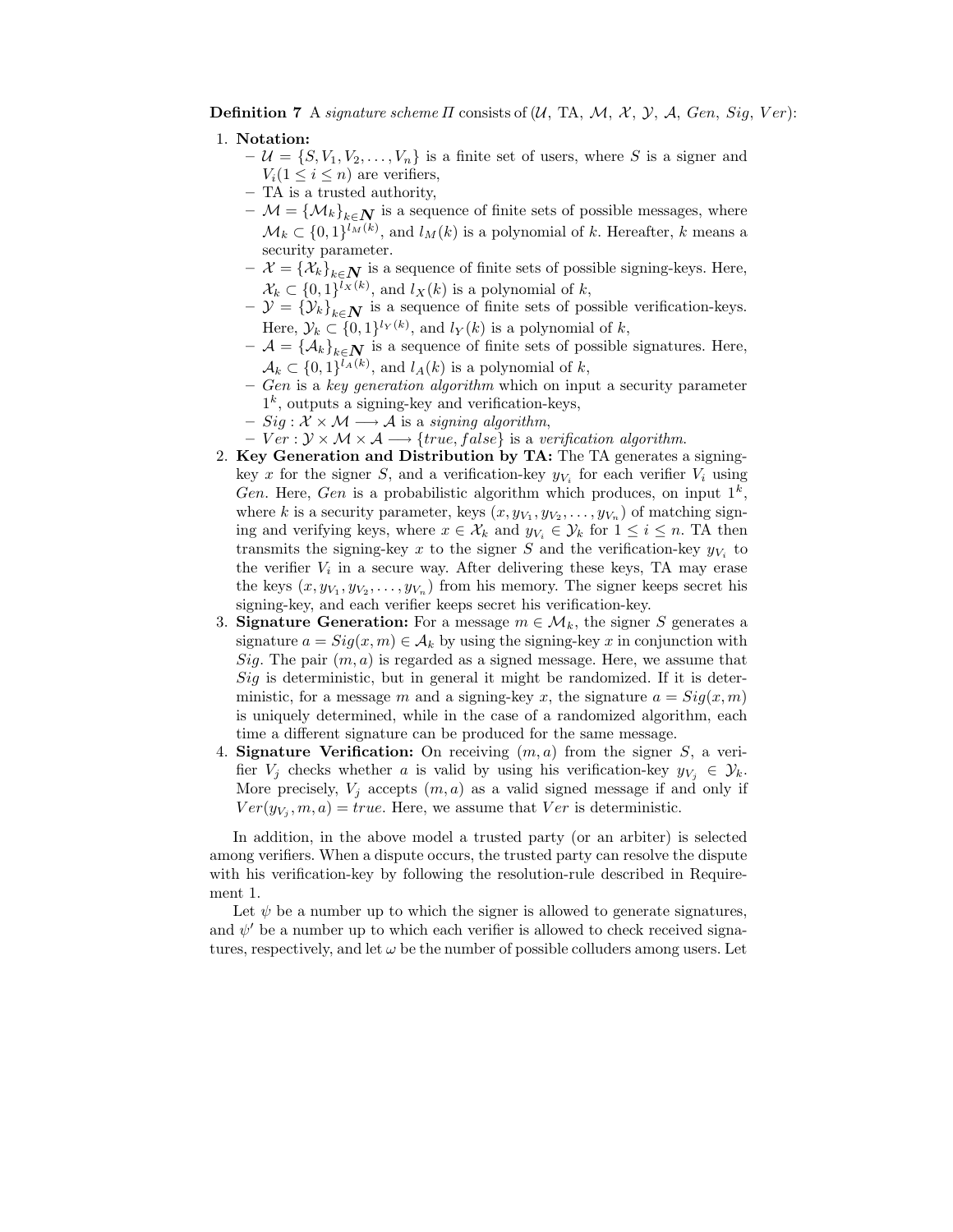**Definition 7** A *signature scheme* $\Pi$ consists of ($\mathcal{U}$, TA, $\mathcal{M}$, $\mathcal{X}$, $\mathcal{Y}$, $\mathcal{A}$, *Gen*, *Sig*, *Ver*):

1. **Notation:**
   - $\mathcal{U} = \{S, V_1, V_2, \ldots, V_n\}$ is a finite set of users, where $S$ is a signer and $V_i (1 \leq i \leq n)$ are verifiers,
   - TA is a trusted authority,
   - $\mathcal{M} = \{\mathcal{M}_k\}_{k \in \boldsymbol{N}}$ is a sequence of finite sets of possible messages, where $\mathcal{M}_k \subset \{0,1\}^{l_M(k)}$, and $l_M(k)$ is a polynomial of $k$. Hereafter, $k$ means a security parameter.
   - $\mathcal{X} = \{\mathcal{X}_k\}_{k \in \boldsymbol{N}}$ is a sequence of finite sets of possible signing-keys. Here, $\mathcal{X}_k \subset \{0,1\}^{l_X(k)}$, and $l_X(k)$ is a polynomial of $k$,
   - $\mathcal{Y} = \{\mathcal{Y}_k\}_{k \in \boldsymbol{N}}$ is a sequence of finite sets of possible verification-keys. Here, $\mathcal{Y}_k \subset \{0,1\}^{l_Y(k)}$, and $l_Y(k)$ is a polynomial of $k$,
   - $\mathcal{A} = \{\mathcal{A}_k\}_{k \in \boldsymbol{N}}$ is a sequence of finite sets of possible signatures. Here, $\mathcal{A}_k \subset \{0,1\}^{l_A(k)}$, and $l_A(k)$ is a polynomial of $k$,
   - *Gen* is a *key generation algorithm* which on input a security parameter $1^k$, outputs a signing-key and verification-keys,
   - $Sig : \mathcal{X} \times \mathcal{M} \longrightarrow \mathcal{A}$ is a *signing algorithm*,
   - $Ver : \mathcal{Y} \times \mathcal{M} \times \mathcal{A} \longrightarrow \{true, false\}$ is a *verification algorithm*.
2. **Key Generation and Distribution by TA:** The TA generates a signing-key $x$ for the signer $S$, and a verification-key $y_{V_i}$ for each verifier $V_i$ using *Gen*. Here, *Gen* is a probabilistic algorithm which produces, on input $1^k$, where $k$ is a security parameter, keys $(x, y_{V_1}, y_{V_2}, \ldots, y_{V_n})$ of matching signing and verifying keys, where $x \in \mathcal{X}_k$ and $y_{V_i} \in \mathcal{Y}_k$ for $1 \leq i \leq n$. TA then transmits the signing-key $x$ to the signer $S$ and the verification-key $y_{V_i}$ to the verifier $V_i$ in a secure way. After delivering these keys, TA may erase the keys $(x, y_{V_1}, y_{V_2}, \ldots, y_{V_n})$ from his memory. The signer keeps secret his signing-key, and each verifier keeps secret his verification-key.
3. **Signature Generation:** For a message $m \in \mathcal{M}_k$, the signer $S$ generates a signature $a = Sig(x, m) \in \mathcal{A}_k$ by using the signing-key $x$ in conjunction with *Sig*. The pair $(m, a)$ is regarded as a signed message. Here, we assume that *Sig* is deterministic, but in general it might be randomized. If it is deterministic, for a message $m$ and a signing-key $x$, the signature $a = Sig(x, m)$ is uniquely determined, while in the case of a randomized algorithm, each time a different signature can be produced for the same message.
4. **Signature Verification:** On receiving $(m, a)$ from the signer $S$, a verifier $V_j$ checks whether $a$ is valid by using his verification-key $y_{V_j} \in \mathcal{Y}_k$. More precisely, $V_j$ accepts $(m, a)$ as a valid signed message if and only if $Ver(y_{V_j}, m, a) = true$. Here, we assume that *Ver* is deterministic.

In addition, in the above model a trusted party (or an arbiter) is selected among verifiers. When a dispute occurs, the trusted party can resolve the dispute with his verification-key by following the resolution-rule described in Requirement 1.

Let $\psi$ be a number up to which the signer is allowed to generate signatures, and $\psi'$ be a number up to which each verifier is allowed to check received signatures, respectively, and let $\omega$ be the number of possible colluders among users. Let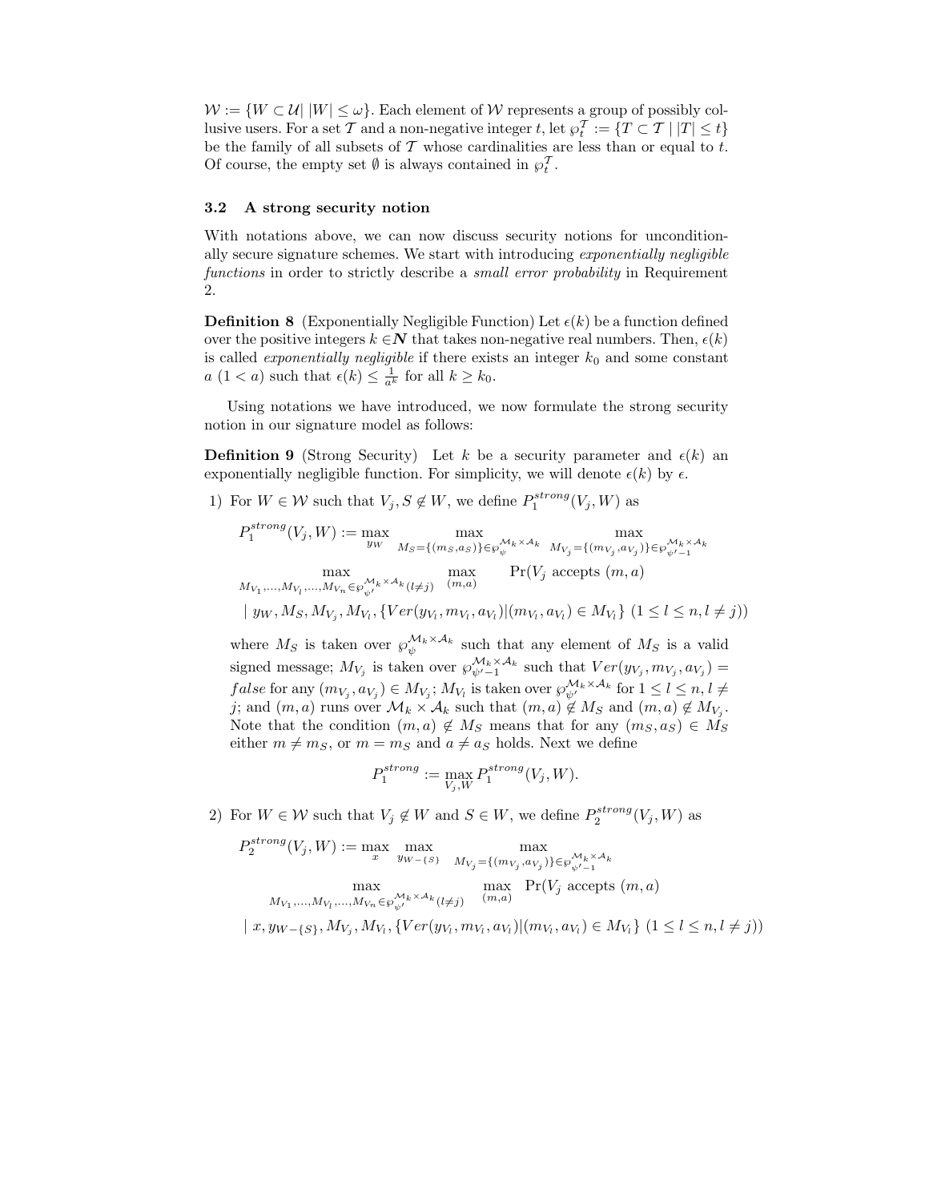$\mathcal{W} := \{W \subset \mathcal{U} | \, |W| \leq \omega\}$. Each element of $\mathcal{W}$ represents a group of possibly collusive users. For a set $\mathcal{T}$ and a non-negative integer $t$, let $\wp_t^{\mathcal{T}} := \{T \subset \mathcal{T} \mid |T| \leq t\}$ be the family of all subsets of $\mathcal{T}$ whose cardinalities are less than or equal to $t$. Of course, the empty set $\emptyset$ is always contained in $\wp_t^{\mathcal{T}}$.

### 3.2 A strong security notion

With notations above, we can now discuss security notions for unconditionally secure signature schemes. We start with introducing *exponentially negligible functions* in order to strictly describe a *small error probability* in Requirement 2.

**Definition 8** (Exponentially Negligible Function) Let $\epsilon(k)$ be a function defined over the positive integers $k \in \boldsymbol{N}$ that takes non-negative real numbers. Then, $\epsilon(k)$ is called *exponentially negligible* if there exists an integer $k_0$ and some constant $a$ $(1 < a)$ such that $\epsilon(k) \leq \frac{1}{a^k}$ for all $k \geq k_0$.

Using notations we have introduced, we now formulate the strong security notion in our signature model as follows:

**Definition 9** (Strong Security) Let $k$ be a security parameter and $\epsilon(k)$ an exponentially negligible function. For simplicity, we will denote $\epsilon(k)$ by $\epsilon$.

1) For $W \in \mathcal{W}$ such that $V_j, S \notin W$, we define $P_1^{strong}(V_j, W)$ as

$$P_1^{strong}(V_j, W) := \max_{y_W} \max_{M_S = \{(m_S, a_S)\} \in \wp_{\psi}^{\mathcal{M}_k \times \mathcal{A}_k}} \max_{M_{V_j} = \{(m_{V_j}, a_{V_j})\} \in \wp_{\psi'-1}^{\mathcal{M}_k \times \mathcal{A}_k}}$$
$$\max_{M_{V_1}, \ldots, M_{V_l}, \ldots, M_{V_n} \in \wp_{\psi'}^{\mathcal{M}_k \times \mathcal{A}_k} (l \neq j)} \max_{(m,a)} \Pr(V_j \text{ accepts } (m, a)$$
$$\mid y_W, M_S, M_{V_j}, M_{V_l}, \{Ver(y_{V_l}, m_{V_l}, a_{V_l}) | (m_{V_l}, a_{V_l}) \in M_{V_l}\} \ (1 \leq l \leq n, l \neq j))$$

where $M_S$ is taken over $\wp_{\psi}^{\mathcal{M}_k \times \mathcal{A}_k}$ such that any element of $M_S$ is a valid signed message; $M_{V_j}$ is taken over $\wp_{\psi'-1}^{\mathcal{M}_k \times \mathcal{A}_k}$ such that $Ver(y_{V_j}, m_{V_j}, a_{V_j}) = false$ for any $(m_{V_j}, a_{V_j}) \in M_{V_j}$; $M_{V_l}$ is taken over $\wp_{\psi'}^{\mathcal{M}_k \times \mathcal{A}_k}$ for $1 \leq l \leq n, l \neq j$; and $(m, a)$ runs over $\mathcal{M}_k \times \mathcal{A}_k$ such that $(m, a) \notin M_S$ and $(m, a) \notin M_{V_j}$. Note that the condition $(m, a) \notin M_S$ means that for any $(m_S, a_S) \in M_S$ either $m \neq m_S$, or $m = m_S$ and $a \neq a_S$ holds. Next we define

$$P_1^{strong} := \max_{V_j, W} P_1^{strong}(V_j, W).$$

2) For $W \in \mathcal{W}$ such that $V_j \notin W$ and $S \in W$, we define $P_2^{strong}(V_j, W)$ as

$$P_2^{strong}(V_j, W) := \max_{x} \max_{y_{W-\{S\}}} \max_{M_{V_j} = \{(m_{V_j}, a_{V_j})\} \in \wp_{\psi'-1}^{\mathcal{M}_k \times \mathcal{A}_k}}$$
$$\max_{M_{V_1}, \ldots, M_{V_l}, \ldots, M_{V_n} \in \wp_{\psi'}^{\mathcal{M}_k \times \mathcal{A}_k} (l \neq j)} \max_{(m,a)} \Pr(V_j \text{ accepts } (m, a)$$
$$\mid x, y_{W-\{S\}}, M_{V_j}, M_{V_l}, \{Ver(y_{V_l}, m_{V_l}, a_{V_l}) | (m_{V_l}, a_{V_l}) \in M_{V_l}\} \ (1 \leq l \leq n, l \neq j))$$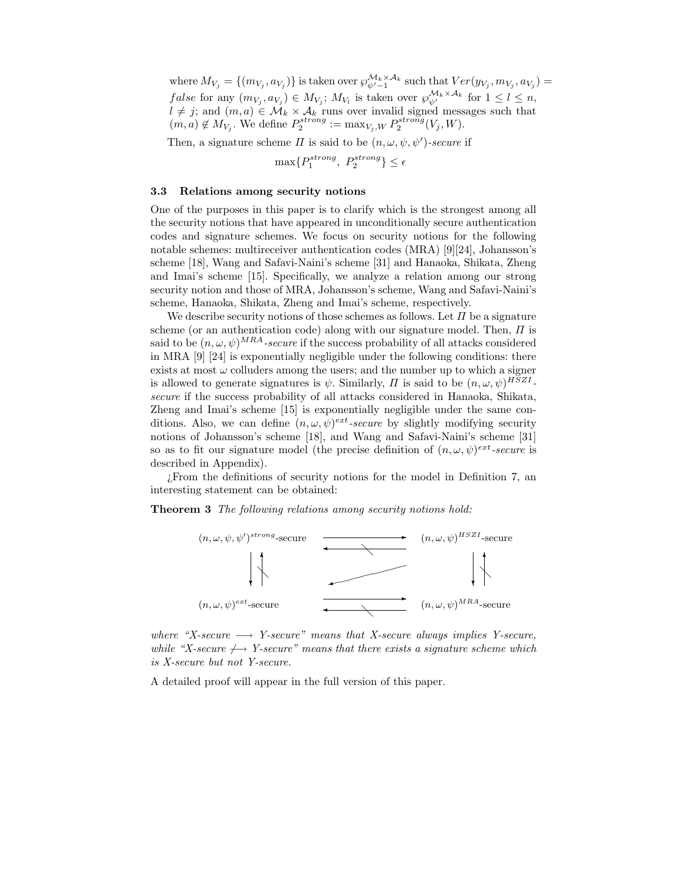where $M_{V_j} = \{(m_{V_j}, a_{V_j})\}$ is taken over $\wp_{\psi'-1}^{\mathcal{M}_k \times \mathcal{A}_k}$ such that $Ver(y_{V_j}, m_{V_j}, a_{V_j}) = false$ for any $(m_{V_j}, a_{V_j}) \in M_{V_j}$; $M_{V_l}$ is taken over $\wp_{\psi'}^{\mathcal{M}_k \times \mathcal{A}_k}$ for $1 \le l \le n$, $l \neq j$; and $(m, a) \in \mathcal{M}_k \times \mathcal{A}_k$ runs over invalid signed messages such that $(m, a) \notin M_{V_j}$. We define $P_2^{strong} := \max_{V_j, W} P_2^{strong}(V_j, W)$.

Then, a signature scheme $\Pi$ is said to be *$(n, \omega, \psi, \psi')$-secure* if

$$\max\{P_1^{strong},\ P_2^{strong}\} \le \epsilon$$

### 3.3 Relations among security notions

One of the purposes in this paper is to clarify which is the strongest among all the security notions that have appeared in unconditionally secure authentication codes and signature schemes. We focus on security notions for the following notable schemes: multireceiver authentication codes (MRA) [9][24], Johansson's scheme [18], Wang and Safavi-Naini's scheme [31] and Hanaoka, Shikata, Zheng and Imai's scheme [15]. Specifically, we analyze a relation among our strong security notion and those of MRA, Johansson's scheme, Wang and Safavi-Naini's scheme, Hanaoka, Shikata, Zheng and Imai's scheme, respectively.

We describe security notions of those schemes as follows. Let $\Pi$ be a signature scheme (or an authentication code) along with our signature model. Then, $\Pi$ is said to be *$(n, \omega, \psi)^{MRA}$-secure* if the success probability of all attacks considered in MRA [9] [24] is exponentially negligible under the following conditions: there exists at most $\omega$ colluders among the users; and the number up to which a signer is allowed to generate signatures is $\psi$. Similarly, $\Pi$ is said to be *$(n, \omega, \psi)^{HSZI}$-secure* if the success probability of all attacks considered in Hanaoka, Shikata, Zheng and Imai's scheme [15] is exponentially negligible under the same conditions. Also, we can define *$(n, \omega, \psi)^{ext}$-secure* by slightly modifying security notions of Johansson's scheme [18], and Wang and Safavi-Naini's scheme [31] so as to fit our signature model (the precise definition of *$(n, \omega, \psi)^{ext}$-secure* is described in Appendix).

¿From the definitions of security notions for the model in Definition 7, an interesting statement can be obtained:

**Theorem 3** *The following relations among security notions hold:*

$$
\begin{array}{ccc}
(n,\omega,\psi,\psi')^{strong}\text{-secure} & \begin{array}{c}\longrightarrow \\ \not\longleftarrow\end{array} & (n,\omega,\psi)^{HSZI}\text{-secure} \\
\downarrow \ \not\uparrow & \swarrow & \downarrow \ \not\uparrow \\
(n,\omega,\psi)^{ext}\text{-secure} & \begin{array}{c}\longrightarrow \\ \not\longleftarrow\end{array} & (n,\omega,\psi)^{MRA}\text{-secure}
\end{array}
$$

*where "X-secure $\longrightarrow$ Y-secure" means that X-secure always implies Y-secure, while "X-secure $\not\longrightarrow$ Y-secure" means that there exists a signature scheme which is X-secure but not Y-secure.*

A detailed proof will appear in the full version of this paper.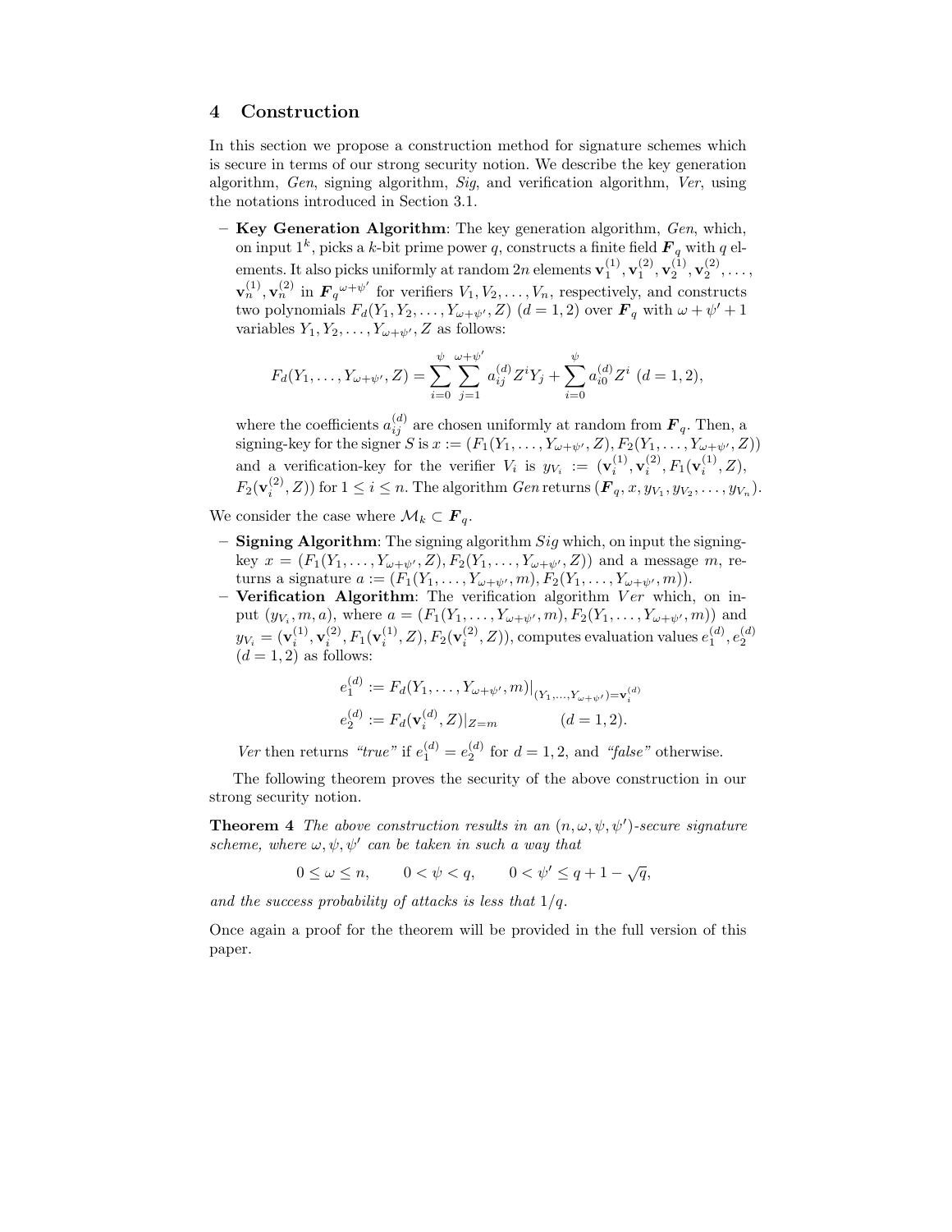## 4 Construction

In this section we propose a construction method for signature schemes which is secure in terms of our strong security notion. We describe the key generation algorithm, *Gen*, signing algorithm, *Sig*, and verification algorithm, *Ver*, using the notations introduced in Section 3.1.

- **Key Generation Algorithm**: The key generation algorithm, *Gen*, which, on input $1^k$, picks a $k$-bit prime power $q$, constructs a finite field $\boldsymbol{F}_q$ with $q$ elements. It also picks uniformly at random $2n$ elements $\mathbf{v}_1^{(1)}, \mathbf{v}_1^{(2)}, \mathbf{v}_2^{(1)}, \mathbf{v}_2^{(2)}, \ldots, \mathbf{v}_n^{(1)}, \mathbf{v}_n^{(2)}$ in ${\boldsymbol{F}_q}^{\omega+\psi'}$ for verifiers $V_1, V_2, \ldots, V_n$, respectively, and constructs two polynomials $F_d(Y_1, Y_2, \ldots, Y_{\omega+\psi'}, Z)$ $(d = 1, 2)$ over $\boldsymbol{F}_q$ with $\omega + \psi' + 1$ variables $Y_1, Y_2, \ldots, Y_{\omega+\psi'}, Z$ as follows:

$$F_d(Y_1, \ldots, Y_{\omega+\psi'}, Z) = \sum_{i=0}^{\psi} \sum_{j=1}^{\omega+\psi'} a_{ij}^{(d)} Z^i Y_j + \sum_{i=0}^{\psi} a_{i0}^{(d)} Z^i \ (d = 1, 2),$$

  where the coefficients $a_{ij}^{(d)}$ are chosen uniformly at random from $\boldsymbol{F}_q$. Then, a signing-key for the signer $S$ is $x := (F_1(Y_1, \ldots, Y_{\omega+\psi'}, Z), F_2(Y_1, \ldots, Y_{\omega+\psi'}, Z))$ and a verification-key for the verifier $V_i$ is $y_{V_i} := (\mathbf{v}_i^{(1)}, \mathbf{v}_i^{(2)}, F_1(\mathbf{v}_i^{(1)}, Z), F_2(\mathbf{v}_i^{(2)}, Z))$ for $1 \le i \le n$. The algorithm *Gen* returns $(\boldsymbol{F}_q, x, y_{V_1}, y_{V_2}, \ldots, y_{V_n})$.

We consider the case where $\mathcal{M}_k \subset \boldsymbol{F}_q$.

- **Signing Algorithm**: The signing algorithm *Sig* which, on input the signing-key $x = (F_1(Y_1, \ldots, Y_{\omega+\psi'}, Z), F_2(Y_1, \ldots, Y_{\omega+\psi'}, Z))$ and a message $m$, returns a signature $a := (F_1(Y_1, \ldots, Y_{\omega+\psi'}, m), F_2(Y_1, \ldots, Y_{\omega+\psi'}, m))$.
- **Verification Algorithm**: The verification algorithm *Ver* which, on input $(y_{V_i}, m, a)$, where $a = (F_1(Y_1, \ldots, Y_{\omega+\psi'}, m), F_2(Y_1, \ldots, Y_{\omega+\psi'}, m))$ and $y_{V_i} = (\mathbf{v}_i^{(1)}, \mathbf{v}_i^{(2)}, F_1(\mathbf{v}_i^{(1)}, Z), F_2(\mathbf{v}_i^{(2)}, Z))$, computes evaluation values $e_1^{(d)}, e_2^{(d)}$ $(d = 1, 2)$ as follows:

$$e_1^{(d)} := F_d(Y_1, \ldots, Y_{\omega+\psi'}, m)|_{(Y_1, \ldots, Y_{\omega+\psi'}) = \mathbf{v}_i^{(d)}}$$
$$e_2^{(d)} := F_d(\mathbf{v}_i^{(d)}, Z)|_{Z=m} \qquad (d = 1, 2).$$

  *Ver* then returns *"true"* if $e_1^{(d)} = e_2^{(d)}$ for $d = 1, 2$, and *"false"* otherwise.

The following theorem proves the security of the above construction in our strong security notion.

**Theorem 4** *The above construction results in an $(n, \omega, \psi, \psi')$-secure signature scheme, where $\omega, \psi, \psi'$ can be taken in such a way that*

$$0 \le \omega \le n, \qquad 0 < \psi < q, \qquad 0 < \psi' \le q + 1 - \sqrt{q},$$

*and the success probability of attacks is less that $1/q$.*

Once again a proof for the theorem will be provided in the full version of this paper.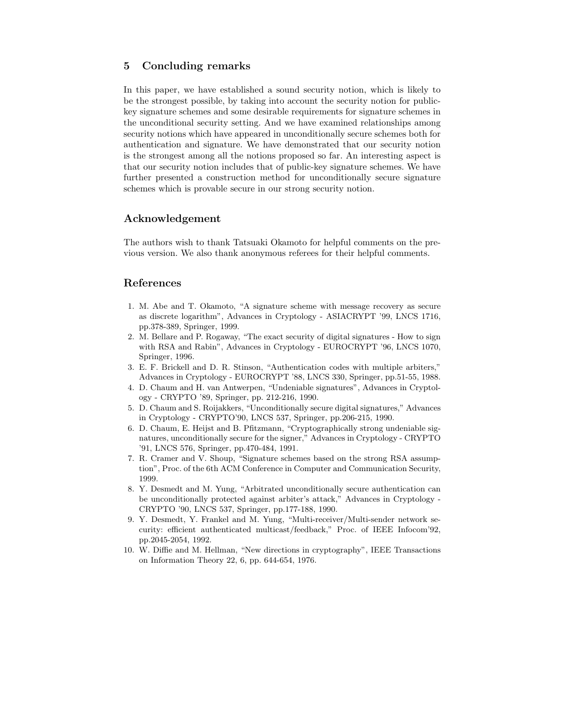## 5 Concluding remarks

In this paper, we have established a sound security notion, which is likely to be the strongest possible, by taking into account the security notion for public-key signature schemes and some desirable requirements for signature schemes in the unconditional security setting. And we have examined relationships among security notions which have appeared in unconditionally secure schemes both for authentication and signature. We have demonstrated that our security notion is the strongest among all the notions proposed so far. An interesting aspect is that our security notion includes that of public-key signature schemes. We have further presented a construction method for unconditionally secure signature schemes which is provable secure in our strong security notion.

## Acknowledgement

The authors wish to thank Tatsuaki Okamoto for helpful comments on the previous version. We also thank anonymous referees for their helpful comments.

## References

1. M. Abe and T. Okamoto, "A signature scheme with message recovery as secure as discrete logarithm", Advances in Cryptology - ASIACRYPT '99, LNCS 1716, pp.378-389, Springer, 1999.
2. M. Bellare and P. Rogaway, "The exact security of digital signatures - How to sign with RSA and Rabin", Advances in Cryptology - EUROCRYPT '96, LNCS 1070, Springer, 1996.
3. E. F. Brickell and D. R. Stinson, "Authentication codes with multiple arbiters," Advances in Cryptology - EUROCRYPT '88, LNCS 330, Springer, pp.51-55, 1988.
4. D. Chaum and H. van Antwerpen, "Undeniable signatures", Advances in Cryptology - CRYPTO '89, Springer, pp. 212-216, 1990.
5. D. Chaum and S. Roijakkers, "Unconditionally secure digital signatures," Advances in Cryptology - CRYPTO'90, LNCS 537, Springer, pp.206-215, 1990.
6. D. Chaum, E. Heijst and B. Pfitzmann, "Cryptographically strong undeniable signatures, unconditionally secure for the signer," Advances in Cryptology - CRYPTO '91, LNCS 576, Springer, pp.470-484, 1991.
7. R. Cramer and V. Shoup, "Signature schemes based on the strong RSA assumption", Proc. of the 6th ACM Conference in Computer and Communication Security, 1999.
8. Y. Desmedt and M. Yung, "Arbitrated unconditionally secure authentication can be unconditionally protected against arbiter's attack," Advances in Cryptology - CRYPTO '90, LNCS 537, Springer, pp.177-188, 1990.
9. Y. Desmedt, Y. Frankel and M. Yung, "Multi-receiver/Multi-sender network security: efficient authenticated multicast/feedback," Proc. of IEEE Infocom'92, pp.2045-2054, 1992.
10. W. Diffie and M. Hellman, "New directions in cryptography", IEEE Transactions on Information Theory 22, 6, pp. 644-654, 1976.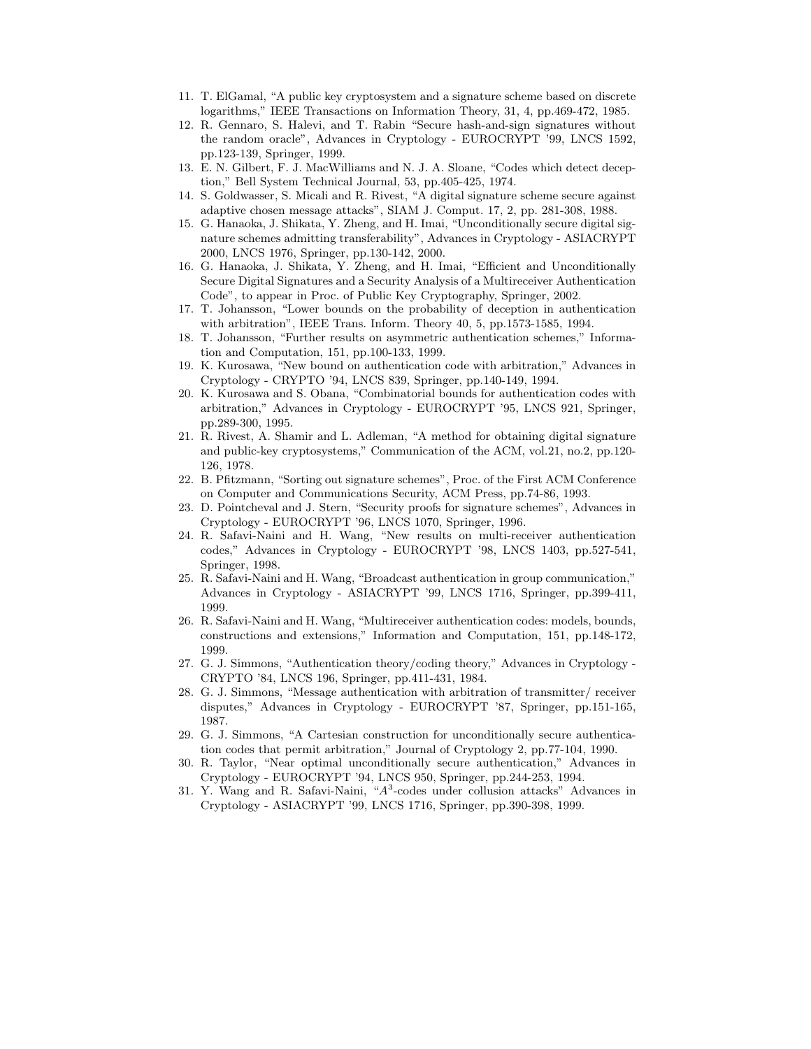11. T. ElGamal, "A public key cryptosystem and a signature scheme based on discrete logarithms," IEEE Transactions on Information Theory, 31, 4, pp.469-472, 1985.
12. R. Gennaro, S. Halevi, and T. Rabin "Secure hash-and-sign signatures without the random oracle", Advances in Cryptology - EUROCRYPT '99, LNCS 1592, pp.123-139, Springer, 1999.
13. E. N. Gilbert, F. J. MacWilliams and N. J. A. Sloane, "Codes which detect deception," Bell System Technical Journal, 53, pp.405-425, 1974.
14. S. Goldwasser, S. Micali and R. Rivest, "A digital signature scheme secure against adaptive chosen message attacks", SIAM J. Comput. 17, 2, pp. 281-308, 1988.
15. G. Hanaoka, J. Shikata, Y. Zheng, and H. Imai, "Unconditionally secure digital signature schemes admitting transferability", Advances in Cryptology - ASIACRYPT 2000, LNCS 1976, Springer, pp.130-142, 2000.
16. G. Hanaoka, J. Shikata, Y. Zheng, and H. Imai, "Efficient and Unconditionally Secure Digital Signatures and a Security Analysis of a Multireceiver Authentication Code", to appear in Proc. of Public Key Cryptography, Springer, 2002.
17. T. Johansson, "Lower bounds on the probability of deception in authentication with arbitration", IEEE Trans. Inform. Theory 40, 5, pp.1573-1585, 1994.
18. T. Johansson, "Further results on asymmetric authentication schemes," Information and Computation, 151, pp.100-133, 1999.
19. K. Kurosawa, "New bound on authentication code with arbitration," Advances in Cryptology - CRYPTO '94, LNCS 839, Springer, pp.140-149, 1994.
20. K. Kurosawa and S. Obana, "Combinatorial bounds for authentication codes with arbitration," Advances in Cryptology - EUROCRYPT '95, LNCS 921, Springer, pp.289-300, 1995.
21. R. Rivest, A. Shamir and L. Adleman, "A method for obtaining digital signature and public-key cryptosystems," Communication of the ACM, vol.21, no.2, pp.120-126, 1978.
22. B. Pfitzmann, "Sorting out signature schemes", Proc. of the First ACM Conference on Computer and Communications Security, ACM Press, pp.74-86, 1993.
23. D. Pointcheval and J. Stern, "Security proofs for signature schemes", Advances in Cryptology - EUROCRYPT '96, LNCS 1070, Springer, 1996.
24. R. Safavi-Naini and H. Wang, "New results on multi-receiver authentication codes," Advances in Cryptology - EUROCRYPT '98, LNCS 1403, pp.527-541, Springer, 1998.
25. R. Safavi-Naini and H. Wang, "Broadcast authentication in group communication," Advances in Cryptology - ASIACRYPT '99, LNCS 1716, Springer, pp.399-411, 1999.
26. R. Safavi-Naini and H. Wang, "Multireceiver authentication codes: models, bounds, constructions and extensions," Information and Computation, 151, pp.148-172, 1999.
27. G. J. Simmons, "Authentication theory/coding theory," Advances in Cryptology - CRYPTO '84, LNCS 196, Springer, pp.411-431, 1984.
28. G. J. Simmons, "Message authentication with arbitration of transmitter/ receiver disputes," Advances in Cryptology - EUROCRYPT '87, Springer, pp.151-165, 1987.
29. G. J. Simmons, "A Cartesian construction for unconditionally secure authentication codes that permit arbitration," Journal of Cryptology 2, pp.77-104, 1990.
30. R. Taylor, "Near optimal unconditionally secure authentication," Advances in Cryptology - EUROCRYPT '94, LNCS 950, Springer, pp.244-253, 1994.
31. Y. Wang and R. Safavi-Naini, "$A^3$-codes under collusion attacks" Advances in Cryptology - ASIACRYPT '99, LNCS 1716, Springer, pp.390-398, 1999.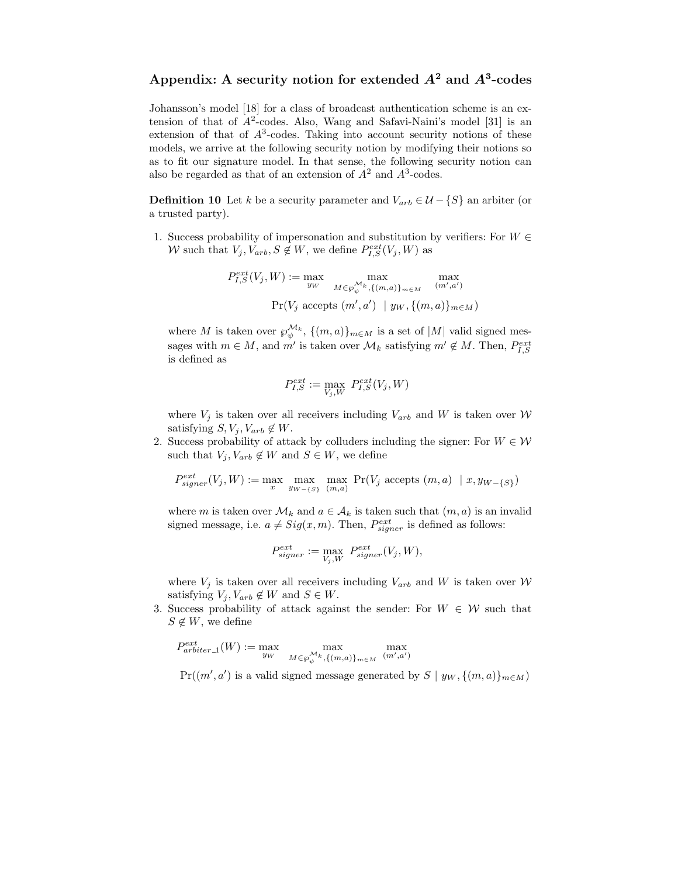## Appendix: A security notion for extended $A^2$ and $A^3$-codes

Johansson's model [18] for a class of broadcast authentication scheme is an extension of that of $A^2$-codes. Also, Wang and Safavi-Naini's model [31] is an extension of that of $A^3$-codes. Taking into account security notions of these models, we arrive at the following security notion by modifying their notions so as to fit our signature model. In that sense, the following security notion can also be regarded as that of an extension of $A^2$ and $A^3$-codes.

**Definition 10** Let $k$ be a security parameter and $V_{arb} \in \mathcal{U} - \{S\}$ an arbiter (or a trusted party).

1. Success probability of impersonation and substitution by verifiers: For $W \in \mathcal{W}$ such that $V_j, V_{arb}, S \notin W$, we define $P_{I,S}^{ext}(V_j, W)$ as

$$P_{I,S}^{ext}(V_j, W) := \max_{y_W} \max_{M \in \wp_{\psi}^{\mathcal{M}_k}, \{(m,a)\}_{m \in M}} \max_{(m',a')} \Pr(V_j \text{ accepts } (m', a') \mid y_W, \{(m,a)\}_{m \in M})$$

   where $M$ is taken over $\wp_{\psi}^{\mathcal{M}_k}$, $\{(m,a)\}_{m \in M}$ is a set of $|M|$ valid signed messages with $m \in M$, and $m'$ is taken over $\mathcal{M}_k$ satisfying $m' \notin M$. Then, $P_{I,S}^{ext}$ is defined as

$$P_{I,S}^{ext} := \max_{V_j, W} P_{I,S}^{ext}(V_j, W)$$

   where $V_j$ is taken over all receivers including $V_{arb}$ and $W$ is taken over $\mathcal{W}$ satisfying $S, V_j, V_{arb} \notin W$.

2. Success probability of attack by colluders including the signer: For $W \in \mathcal{W}$ such that $V_j, V_{arb} \notin W$ and $S \in W$, we define

$$P_{signer}^{ext}(V_j, W) := \max_{x} \max_{y_{W-\{S\}}} \max_{(m,a)} \Pr(V_j \text{ accepts } (m, a) \mid x, y_{W-\{S\}})$$

   where $m$ is taken over $\mathcal{M}_k$ and $a \in \mathcal{A}_k$ is taken such that $(m,a)$ is an invalid signed message, i.e. $a \neq Sig(x, m)$. Then, $P_{signer}^{ext}$ is defined as follows:

$$P_{signer}^{ext} := \max_{V_j, W} P_{signer}^{ext}(V_j, W),$$

   where $V_j$ is taken over all receivers including $V_{arb}$ and $W$ is taken over $\mathcal{W}$ satisfying $V_j, V_{arb} \notin W$ and $S \in W$.

3. Success probability of attack against the sender: For $W \in \mathcal{W}$ such that $S \notin W$, we define

$$P_{arbiter\_1}^{ext}(W) := \max_{y_W} \max_{M \in \wp_{\psi}^{\mathcal{M}_k}, \{(m,a)\}_{m \in M}} \max_{(m',a')} \Pr((m', a') \text{ is a valid signed message generated by } S \mid y_W, \{(m,a)\}_{m \in M})$$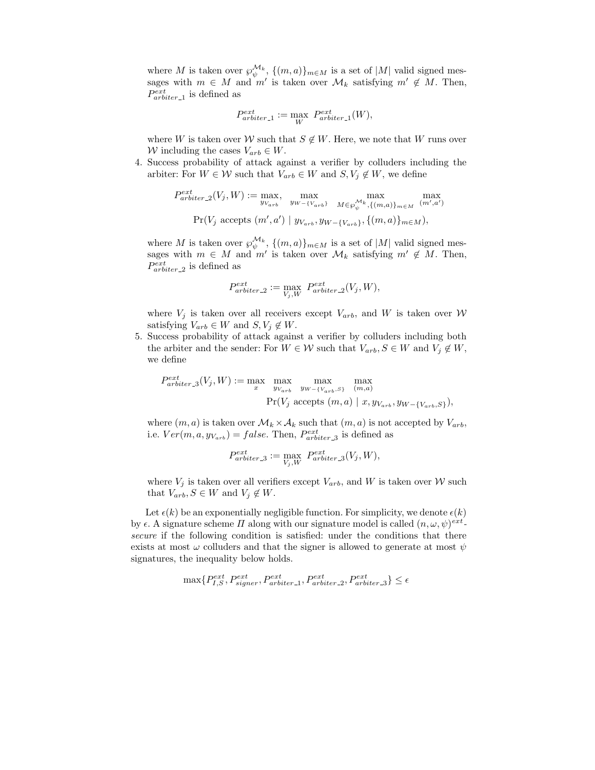where $M$ is taken over $\wp_\psi^{\mathcal{M}_k}$, $\{(m,a)\}_{m\in M}$ is a set of $|M|$ valid signed messages with $m \in M$ and $m'$ is taken over $\mathcal{M}_k$ satisfying $m' \notin M$. Then, $P^{ext}_{arbiter\_1}$ is defined as

$$P^{ext}_{arbiter\_1} := \max_{W} \ P^{ext}_{arbiter\_1}(W),$$

where $W$ is taken over $\mathcal{W}$ such that $S \notin W$. Here, we note that $W$ runs over $\mathcal{W}$ including the cases $V_{arb} \in W$.

4. Success probability of attack against a verifier by colluders including the arbiter: For $W \in \mathcal{W}$ such that $V_{arb} \in W$ and $S, V_j \notin W$, we define

$$P^{ext}_{arbiter\_2}(V_j, W) := \max_{y_{V_{arb}}}, \ \max_{y_{W-\{V_{arb}\}}} \ \max_{M\in\wp_\psi^{\mathcal{M}_k},\{(m,a)\}_{m\in M}} \ \max_{(m',a')}$$
$$\Pr(V_j \text{ accepts } (m',a') \mid y_{V_{arb}}, y_{W-\{V_{arb}\}}, \{(m,a)\}_{m\in M}),$$

where $M$ is taken over $\wp_\psi^{\mathcal{M}_k}$, $\{(m,a)\}_{m\in M}$ is a set of $|M|$ valid signed messages with $m \in M$ and $m'$ is taken over $\mathcal{M}_k$ satisfying $m' \notin M$. Then, $P^{ext}_{arbiter\_2}$ is defined as

$$P^{ext}_{arbiter\_2} := \max_{V_j, W} \ P^{ext}_{arbiter\_2}(V_j, W),$$

where $V_j$ is taken over all receivers except $V_{arb}$, and $W$ is taken over $\mathcal{W}$ satisfying $V_{arb} \in W$ and $S, V_j \notin W$.

5. Success probability of attack against a verifier by colluders including both the arbiter and the sender: For $W \in \mathcal{W}$ such that $V_{arb}, S \in W$ and $V_j \notin W$, we define

$$P^{ext}_{arbiter\_3}(V_j, W) := \max_{x} \ \max_{y_{V_{arb}}} \ \max_{y_{W-\{V_{arb},S\}}} \ \max_{(m,a)}$$
$$\Pr(V_j \text{ accepts } (m,a) \mid x, y_{V_{arb}}, y_{W-\{V_{arb},S\}}),$$

where $(m,a)$ is taken over $\mathcal{M}_k \times \mathcal{A}_k$ such that $(m,a)$ is not accepted by $V_{arb}$, i.e. $Ver(m,a,y_{V_{arb}}) = false$. Then, $P^{ext}_{arbiter\_3}$ is defined as

$$P^{ext}_{arbiter\_3} := \max_{V_j, W} \ P^{ext}_{arbiter\_3}(V_j, W),$$

where $V_j$ is taken over all verifiers except $V_{arb}$, and $W$ is taken over $\mathcal{W}$ such that $V_{arb}, S \in W$ and $V_j \notin W$.

Let $\epsilon(k)$ be an exponentially negligible function. For simplicity, we denote $\epsilon(k)$ by $\epsilon$. A signature scheme $\Pi$ along with our signature model is called $(n,\omega,\psi)^{ext}$-*secure* if the following condition is satisfied: under the conditions that there exists at most $\omega$ colluders and that the signer is allowed to generate at most $\psi$ signatures, the inequality below holds.

$$\max\{P^{ext}_{I,S}, P^{ext}_{signer}, P^{ext}_{arbiter\_1}, P^{ext}_{arbiter\_2}, P^{ext}_{arbiter\_3}\} \leq \epsilon$$